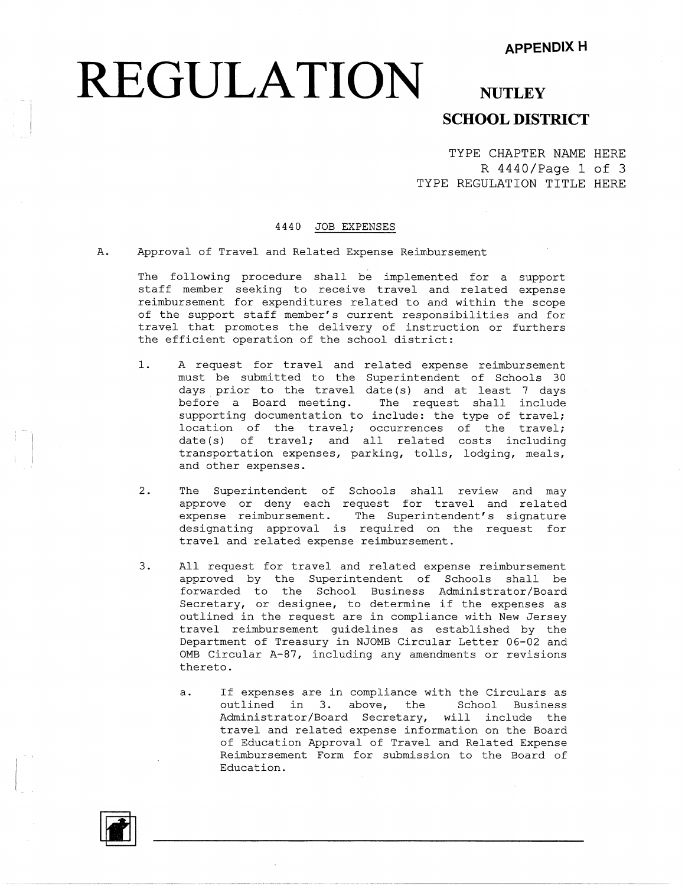APPENDIX H

# REGULATION

NUTLEY

SCHOOL DISTRICT

TYPE CHAPTER NAME HERE
R 4440/Page 1 of 3
TYPE REGULATION TITLE HERE

## 4440 JOB EXPENSES

A. Approval of Travel and Related Expense Reimbursement

The following procedure shall be implemented for a support staff member seeking to receive travel and related expense reimbursement for expenditures related to and within the scope of the support staff member's current responsibilities and for travel that promotes the delivery of instruction or furthers the efficient operation of the school district:

1. A request for travel and related expense reimbursement must be submitted to the Superintendent of Schools 30 days prior to the travel date(s) and at least 7 days before a Board meeting. The request shall include supporting documentation to include: the type of travel; location of the travel; occurrences of the travel; date(s) of travel; and all related costs including transportation expenses, parking, tolls, lodging, meals, and other expenses.

2. The Superintendent of Schools shall review and may approve or deny each request for travel and related expense reimbursement. The Superintendent's signature designating approval is required on the request for travel and related expense reimbursement.

3. All request for travel and related expense reimbursement approved by the Superintendent of Schools shall be forwarded to the School Business Administrator/Board Secretary, or designee, to determine if the expenses as outlined in the request are in compliance with New Jersey travel reimbursement guidelines as established by the Department of Treasury in NJOMB Circular Letter 06-02 and OMB Circular A-87, including any amendments or revisions thereto.

   a. If expenses are in compliance with the Circulars as outlined in 3. above, the School Business Administrator/Board Secretary, will include the travel and related expense information on the Board of Education Approval of Travel and Related Expense Reimbursement Form for submission to the Board of Education.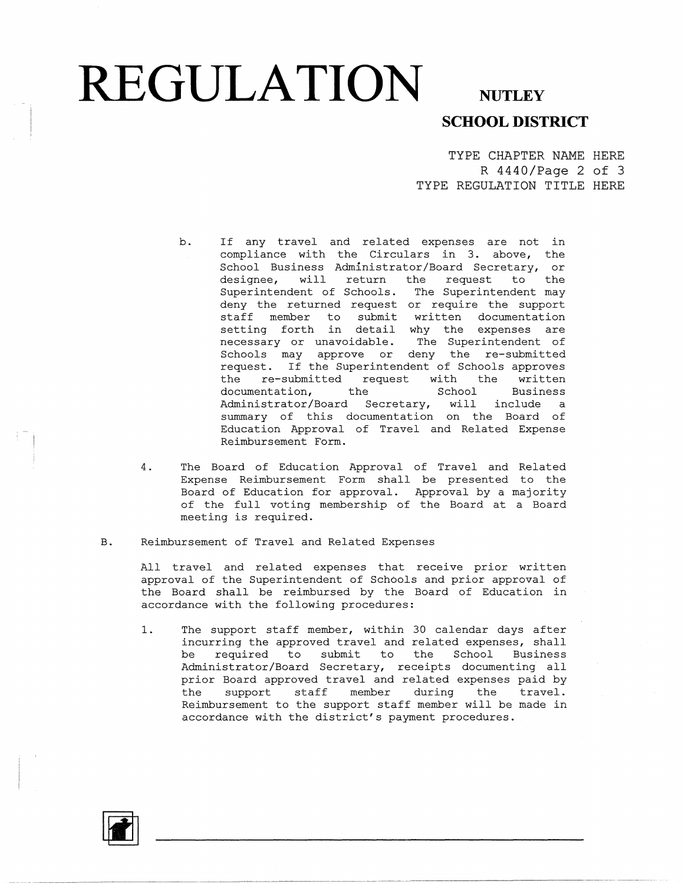b. If any travel and related expenses are not in compliance with the Circulars in 3. above, the School Business Administrator/Board Secretary, or designee, will return the request to the Superintendent of Schools. The Superintendent may deny the returned request or require the support staff member to submit written documentation setting forth in detail why the expenses are necessary or unavoidable. The Superintendent of Schools may approve or deny the re-submitted request. If the Superintendent of Schools approves the re-submitted request with the written documentation, the School Business Administrator/Board Secretary, will include a summary of this documentation on the Board of Education Approval of Travel and Related Expense Reimbursement Form.

4. The Board of Education Approval of Travel and Related Expense Reimbursement Form shall be presented to the Board of Education for approval. Approval by a majority of the full voting membership of the Board at a Board meeting is required.

B. Reimbursement of Travel and Related Expenses

All travel and related expenses that receive prior written approval of the Superintendent of Schools and prior approval of the Board shall be reimbursed by the Board of Education in accordance with the following procedures:

1. The support staff member, within 30 calendar days after incurring the approved travel and related expenses, shall be required to submit to the School Business Administrator/Board Secretary, receipts documenting all prior Board approved travel and related expenses paid by the support staff member during the travel. Reimbursement to the support staff member will be made in accordance with the district's payment procedures.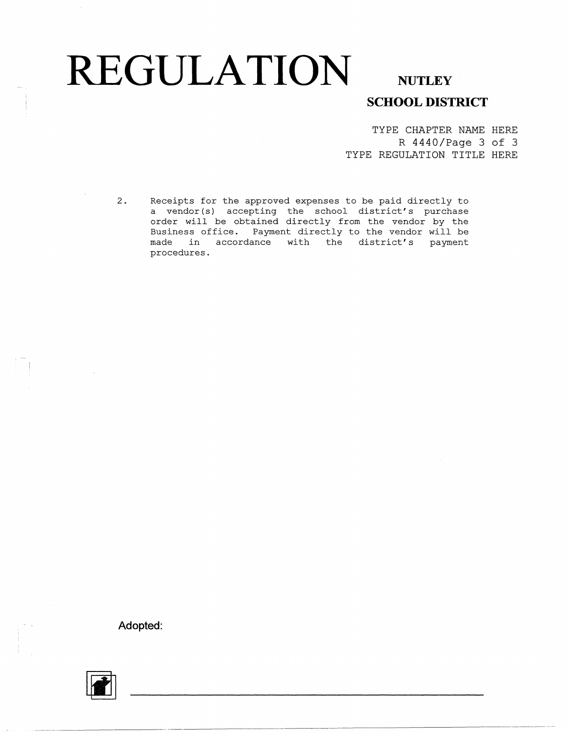2. Receipts for the approved expenses to be paid directly to a vendor(s) accepting the school district's purchase order will be obtained directly from the vendor by the Business office. Payment directly to the vendor will be made in accordance with the district's payment procedures.

Adopted: